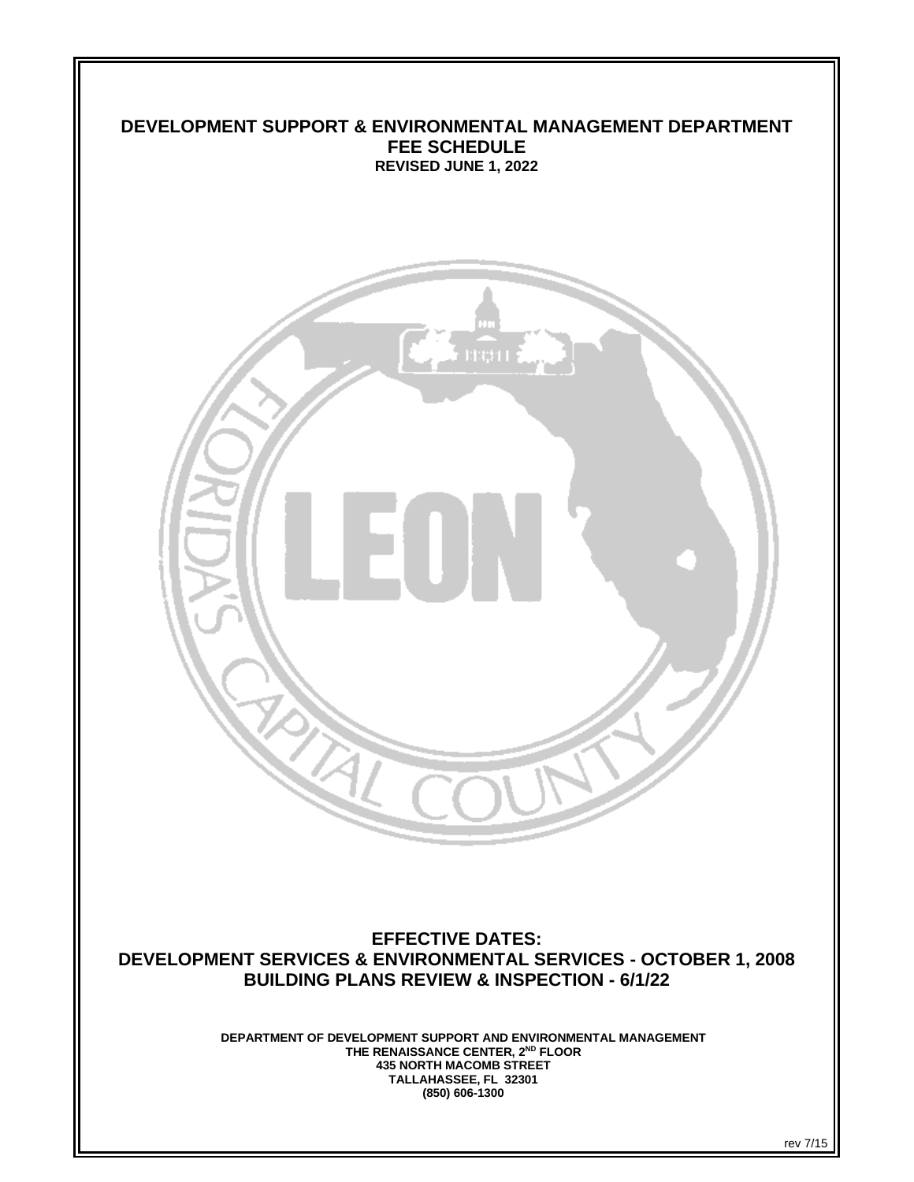# DEVELOPMENT SUPPORT & ENVIRONMENTAL MANAGEMENT DEPARTMENT
## FEE SCHEDULE
**REVISED JUNE 1, 2022**

## EFFECTIVE DATES:
## DEVELOPMENT SERVICES & ENVIRONMENTAL SERVICES - OCTOBER 1, 2008
## BUILDING PLANS REVIEW & INSPECTION - 6/1/22

**DEPARTMENT OF DEVELOPMENT SUPPORT AND ENVIRONMENTAL MANAGEMENT**
**THE RENAISSANCE CENTER, 2ND FLOOR**
**435 NORTH MACOMB STREET**
**TALLAHASSEE, FL 32301**
**(850) 606-1300**

rev 7/15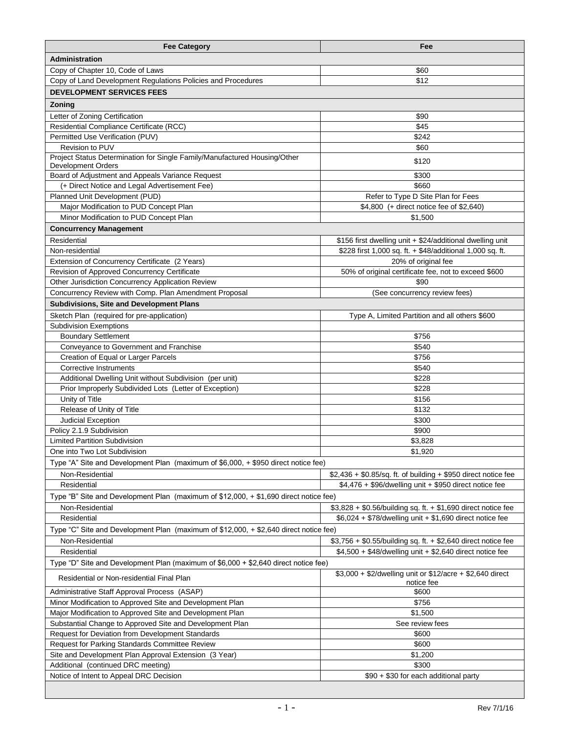| Fee Category | Fee |
|---|---|
| **Administration** | |
| Copy of Chapter 10, Code of Laws | $60 |
| Copy of Land Development Regulations Policies and Procedures | $12 |
| **DEVELOPMENT SERVICES FEES** | |
| **Zoning** | |
| Letter of Zoning Certification | $90 |
| Residential Compliance Certificate (RCC) | $45 |
| Permitted Use Verification (PUV) | $242 |
| Revision to PUV | $60 |
| Project Status Determination for Single Family/Manufactured Housing/Other Development Orders | $120 |
| Board of Adjustment and Appeals Variance Request | $300 |
| (+ Direct Notice and Legal Advertisement Fee) | $660 |
| Planned Unit Development (PUD) | Refer to Type D Site Plan for Fees |
| Major Modification to PUD Concept Plan | $4,800 (+ direct notice fee of $2,640) |
| Minor Modification to PUD Concept Plan | $1,500 |
| **Concurrency Management** | |
| Residential | $156 first dwelling unit + $24/additional dwelling unit |
| Non-residential | $228 first 1,000 sq. ft. + $48/additional 1,000 sq. ft. |
| Extension of Concurrency Certificate (2 Years) | 20% of original fee |
| Revision of Approved Concurrency Certificate | 50% of original certificate fee, not to exceed $600 |
| Other Jurisdiction Concurrency Application Review | $90 |
| Concurrency Review with Comp. Plan Amendment Proposal | (See concurrency review fees) |
| **Subdivisions, Site and Development Plans** | |
| Sketch Plan (required for pre-application) | Type A, Limited Partition and all others $600 |
| Subdivision Exemptions | |
| Boundary Settlement | $756 |
| Conveyance to Government and Franchise | $540 |
| Creation of Equal or Larger Parcels | $756 |
| Corrective Instruments | $540 |
| Additional Dwelling Unit without Subdivision (per unit) | $228 |
| Prior Improperly Subdivided Lots (Letter of Exception) | $228 |
| Unity of Title | $156 |
| Release of Unity of Title | $132 |
| Judicial Exception | $300 |
| Policy 2.1.9 Subdivision | $900 |
| Limited Partition Subdivision | $3,828 |
| One into Two Lot Subdivision | $1,920 |
| Type "A" Site and Development Plan (maximum of $6,000, + $950 direct notice fee) | |
| Non-Residential | $2,436 + $0.85/sq. ft. of building + $950 direct notice fee |
| Residential | $4,476 + $96/dwelling unit + $950 direct notice fee |
| Type "B" Site and Development Plan (maximum of $12,000, + $1,690 direct notice fee) | |
| Non-Residential | $3,828 + $0.56/building sq. ft. + $1,690 direct notice fee |
| Residential | $6,024 + $78/dwelling unit + $1,690 direct notice fee |
| Type "C" Site and Development Plan (maximum of $12,000, + $2,640 direct notice fee) | |
| Non-Residential | $3,756 + $0.55/building sq. ft. + $2,640 direct notice fee |
| Residential | $4,500 + $48/dwelling unit + $2,640 direct notice fee |
| Type "D" Site and Development Plan (maximum of $6,000 + $2,640 direct notice fee) | |
| Residential or Non-residential Final Plan | $3,000 + $2/dwelling unit or $12/acre + $2,640 direct notice fee |
| Administrative Staff Approval Process (ASAP) | $600 |
| Minor Modification to Approved Site and Development Plan | $756 |
| Major Modification to Approved Site and Development Plan | $1,500 |
| Substantial Change to Approved Site and Development Plan | See review fees |
| Request for Deviation from Development Standards | $600 |
| Request for Parking Standards Committee Review | $600 |
| Site and Development Plan Approval Extension (3 Year) | $1,200 |
| Additional (continued DRC meeting) | $300 |
| Notice of Intent to Appeal DRC Decision | $90 + $30 for each additional party |

Rev 7/1/16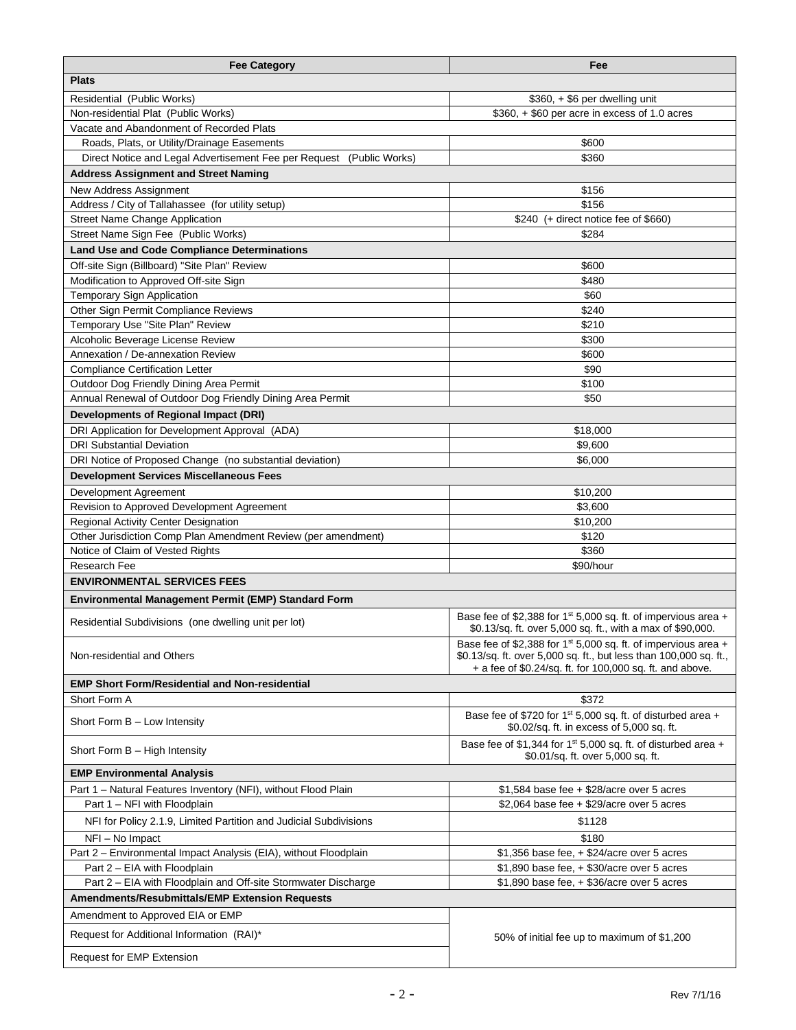| Fee Category | Fee |
|---|---|
| **Plats** | |
| Residential (Public Works) | $360, + $6 per dwelling unit |
| Non-residential Plat (Public Works) | $360, + $60 per acre in excess of 1.0 acres |
| Vacate and Abandonment of Recorded Plats | |
| Roads, Plats, or Utility/Drainage Easements | $600 |
| Direct Notice and Legal Advertisement Fee per Request (Public Works) | $360 |
| **Address Assignment and Street Naming** | |
| New Address Assignment | $156 |
| Address / City of Tallahassee (for utility setup) | $156 |
| Street Name Change Application | $240 (+ direct notice fee of $660) |
| Street Name Sign Fee (Public Works) | $284 |
| **Land Use and Code Compliance Determinations** | |
| Off-site Sign (Billboard) "Site Plan" Review | $600 |
| Modification to Approved Off-site Sign | $480 |
| Temporary Sign Application | $60 |
| Other Sign Permit Compliance Reviews | $240 |
| Temporary Use "Site Plan" Review | $210 |
| Alcoholic Beverage License Review | $300 |
| Annexation / De-annexation Review | $600 |
| Compliance Certification Letter | $90 |
| Outdoor Dog Friendly Dining Area Permit | $100 |
| Annual Renewal of Outdoor Dog Friendly Dining Area Permit | $50 |
| **Developments of Regional Impact (DRI)** | |
| DRI Application for Development Approval (ADA) | $18,000 |
| DRI Substantial Deviation | $9,600 |
| DRI Notice of Proposed Change (no substantial deviation) | $6,000 |
| **Development Services Miscellaneous Fees** | |
| Development Agreement | $10,200 |
| Revision to Approved Development Agreement | $3,600 |
| Regional Activity Center Designation | $10,200 |
| Other Jurisdiction Comp Plan Amendment Review (per amendment) | $120 |
| Notice of Claim of Vested Rights | $360 |
| Research Fee | $90/hour |
| **ENVIRONMENTAL SERVICES FEES** | |
| **Environmental Management Permit (EMP) Standard Form** | |
| Residential Subdivisions (one dwelling unit per lot) | Base fee of $2,388 for 1st 5,000 sq. ft. of impervious area + $0.13/sq. ft. over 5,000 sq. ft., with a max of $90,000. |
| Non-residential and Others | Base fee of $2,388 for 1st 5,000 sq. ft. of impervious area + $0.13/sq. ft. over 5,000 sq. ft., but less than 100,000 sq. ft., + a fee of $0.24/sq. ft. for 100,000 sq. ft. and above. |
| **EMP Short Form/Residential and Non-residential** | |
| Short Form A | $372 |
| Short Form B – Low Intensity | Base fee of $720 for 1st 5,000 sq. ft. of disturbed area + $0.02/sq. ft. in excess of 5,000 sq. ft. |
| Short Form B – High Intensity | Base fee of $1,344 for 1st 5,000 sq. ft. of disturbed area + $0.01/sq. ft. over 5,000 sq. ft. |
| **EMP Environmental Analysis** | |
| Part 1 – Natural Features Inventory (NFI), without Flood Plain | $1,584 base fee + $28/acre over 5 acres |
| Part 1 – NFI with Floodplain | $2,064 base fee + $29/acre over 5 acres |
| NFI for Policy 2.1.9, Limited Partition and Judicial Subdivisions | $1128 |
| NFI – No Impact | $180 |
| Part 2 – Environmental Impact Analysis (EIA), without Floodplain | $1,356 base fee, + $24/acre over 5 acres |
| Part 2 – EIA with Floodplain | $1,890 base fee, + $30/acre over 5 acres |
| Part 2 – EIA with Floodplain and Off-site Stormwater Discharge | $1,890 base fee, + $36/acre over 5 acres |
| **Amendments/Resubmittals/EMP Extension Requests** | |
| Amendment to Approved EIA or EMP | 50% of initial fee up to maximum of $1,200 |
| Request for Additional Information (RAI)* | |
| Request for EMP Extension | |

Rev 7/1/16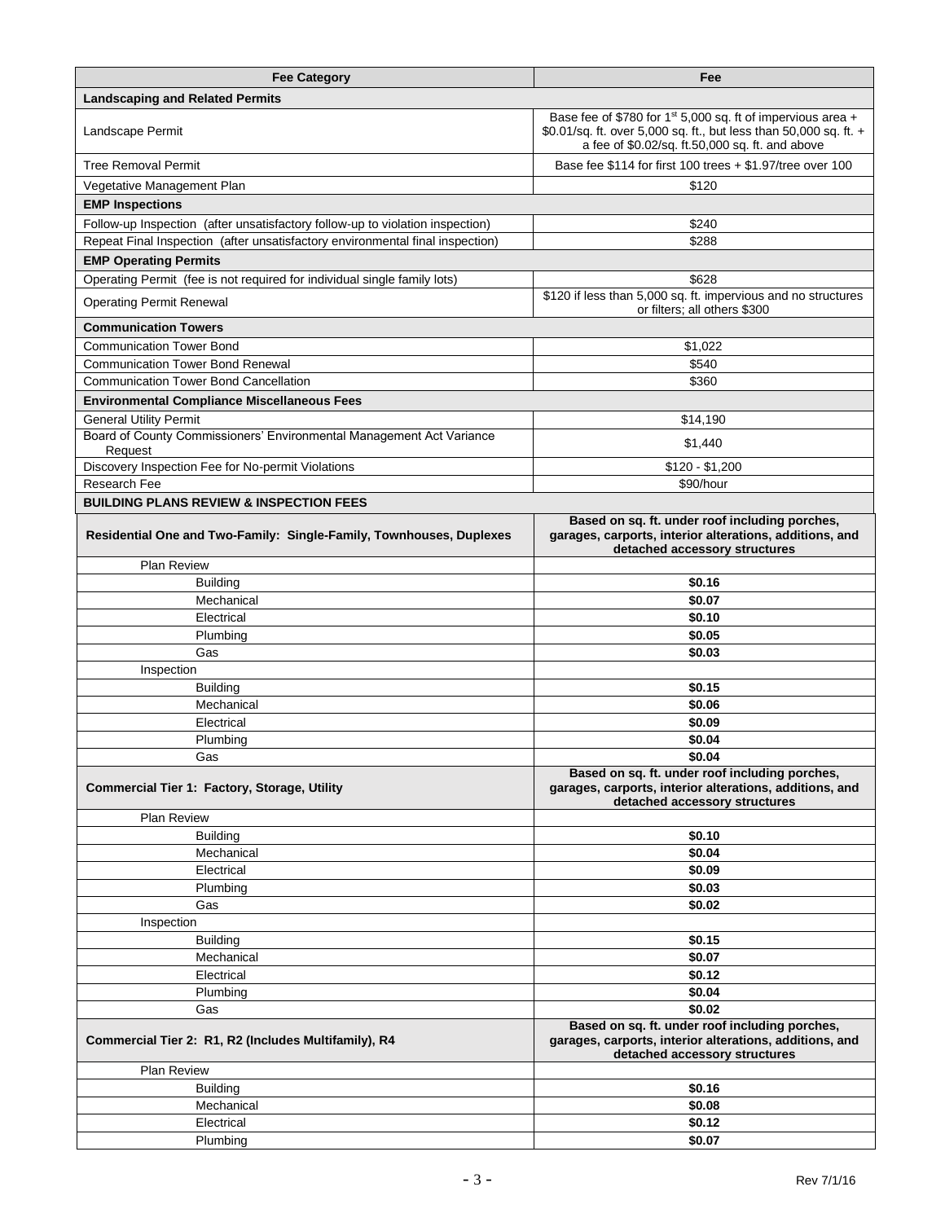| Fee Category | Fee |
|---|---|
| **Landscaping and Related Permits** | |
| Landscape Permit | Base fee of $780 for 1st 5,000 sq. ft of impervious area + $0.01/sq. ft. over 5,000 sq. ft., but less than 50,000 sq. ft. + a fee of $0.02/sq. ft.50,000 sq. ft. and above |
| Tree Removal Permit | Base fee $114 for first 100 trees + $1.97/tree over 100 |
| Vegetative Management Plan | $120 |
| **EMP Inspections** | |
| Follow-up Inspection (after unsatisfactory follow-up to violation inspection) | $240 |
| Repeat Final Inspection (after unsatisfactory environmental final inspection) | $288 |
| **EMP Operating Permits** | |
| Operating Permit (fee is not required for individual single family lots) | $628 |
| Operating Permit Renewal | $120 if less than 5,000 sq. ft. impervious and no structures or filters; all others $300 |
| **Communication Towers** | |
| Communication Tower Bond | $1,022 |
| Communication Tower Bond Renewal | $540 |
| Communication Tower Bond Cancellation | $360 |
| **Environmental Compliance Miscellaneous Fees** | |
| General Utility Permit | $14,190 |
| Board of County Commissioners' Environmental Management Act Variance Request | $1,440 |
| Discovery Inspection Fee for No-permit Violations | $120 - $1,200 |
| Research Fee | $90/hour |
| **BUILDING PLANS REVIEW & INSPECTION FEES** | |
| **Residential One and Two-Family: Single-Family, Townhouses, Duplexes** | **Based on sq. ft. under roof including porches, garages, carports, interior alterations, additions, and detached accessory structures** |
| Plan Review | |
| Building | **$0.16** |
| Mechanical | **$0.07** |
| Electrical | **$0.10** |
| Plumbing | **$0.05** |
| Gas | **$0.03** |
| Inspection | |
| Building | **$0.15** |
| Mechanical | **$0.06** |
| Electrical | **$0.09** |
| Plumbing | **$0.04** |
| Gas | **$0.04** |
| **Commercial Tier 1: Factory, Storage, Utility** | **Based on sq. ft. under roof including porches, garages, carports, interior alterations, additions, and detached accessory structures** |
| Plan Review | |
| Building | **$0.10** |
| Mechanical | **$0.04** |
| Electrical | **$0.09** |
| Plumbing | **$0.03** |
| Gas | **$0.02** |
| Inspection | |
| Building | **$0.15** |
| Mechanical | **$0.07** |
| Electrical | **$0.12** |
| Plumbing | **$0.04** |
| Gas | **$0.02** |
| **Commercial Tier 2: R1, R2 (Includes Multifamily), R4** | **Based on sq. ft. under roof including porches, garages, carports, interior alterations, additions, and detached accessory structures** |
| Plan Review | |
| Building | **$0.16** |
| Mechanical | **$0.08** |
| Electrical | **$0.12** |
| Plumbing | **$0.07** |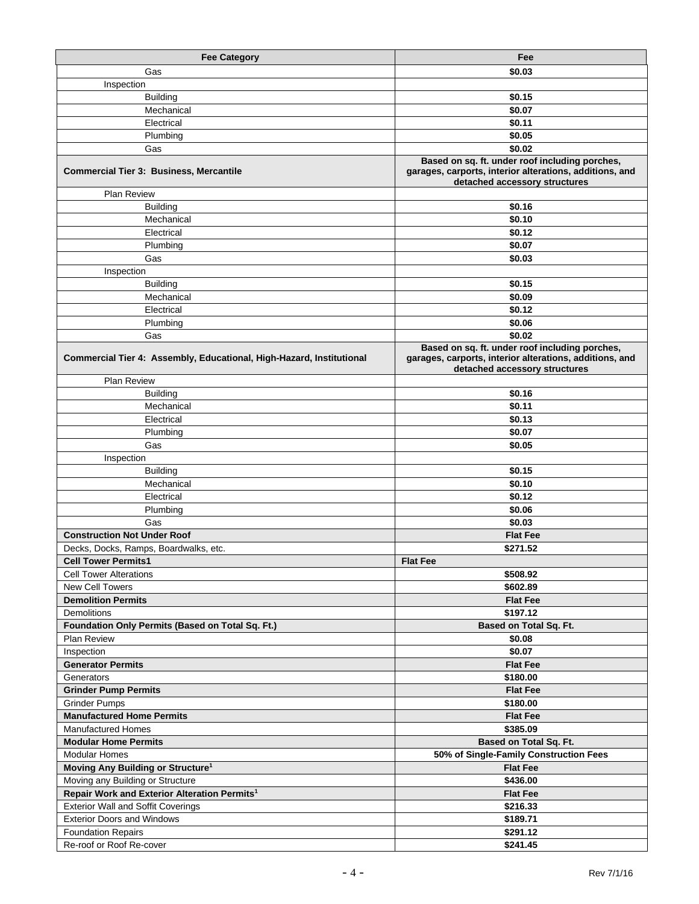| Fee Category | Fee |
|---|---|
| Gas | $0.03 |
| Inspection | |
| Building | $0.15 |
| Mechanical | $0.07 |
| Electrical | $0.11 |
| Plumbing | $0.05 |
| Gas | $0.02 |
| **Commercial Tier 3: Business, Mercantile** | **Based on sq. ft. under roof including porches, garages, carports, interior alterations, additions, and detached accessory structures** |
| Plan Review | |
| Building | $0.16 |
| Mechanical | $0.10 |
| Electrical | $0.12 |
| Plumbing | $0.07 |
| Gas | $0.03 |
| Inspection | |
| Building | $0.15 |
| Mechanical | $0.09 |
| Electrical | $0.12 |
| Plumbing | $0.06 |
| Gas | $0.02 |
| **Commercial Tier 4: Assembly, Educational, High-Hazard, Institutional** | **Based on sq. ft. under roof including porches, garages, carports, interior alterations, additions, and detached accessory structures** |
| Plan Review | |
| Building | $0.16 |
| Mechanical | $0.11 |
| Electrical | $0.13 |
| Plumbing | $0.07 |
| Gas | $0.05 |
| Inspection | |
| Building | $0.15 |
| Mechanical | $0.10 |
| Electrical | $0.12 |
| Plumbing | $0.06 |
| Gas | $0.03 |
| **Construction Not Under Roof** | **Flat Fee** |
| Decks, Docks, Ramps, Boardwalks, etc. | $271.52 |
| **Cell Tower Permits1** | **Flat Fee** |
| Cell Tower Alterations | $508.92 |
| New Cell Towers | $602.89 |
| **Demolition Permits** | **Flat Fee** |
| Demolitions | $197.12 |
| **Foundation Only Permits (Based on Total Sq. Ft.)** | **Based on Total Sq. Ft.** |
| Plan Review | $0.08 |
| Inspection | $0.07 |
| **Generator Permits** | **Flat Fee** |
| Generators | $180.00 |
| **Grinder Pump Permits** | **Flat Fee** |
| Grinder Pumps | $180.00 |
| **Manufactured Home Permits** | **Flat Fee** |
| Manufactured Homes | $385.09 |
| **Modular Home Permits** | **Based on Total Sq. Ft.** |
| Modular Homes | 50% of Single-Family Construction Fees |
| **Moving Any Building or Structure[1]** | **Flat Fee** |
| Moving any Building or Structure | $436.00 |
| **Repair Work and Exterior Alteration Permits[1]** | **Flat Fee** |
| Exterior Wall and Soffit Coverings | $216.33 |
| Exterior Doors and Windows | $189.71 |
| Foundation Repairs | $291.12 |
| Re-roof or Roof Re-cover | $241.45 |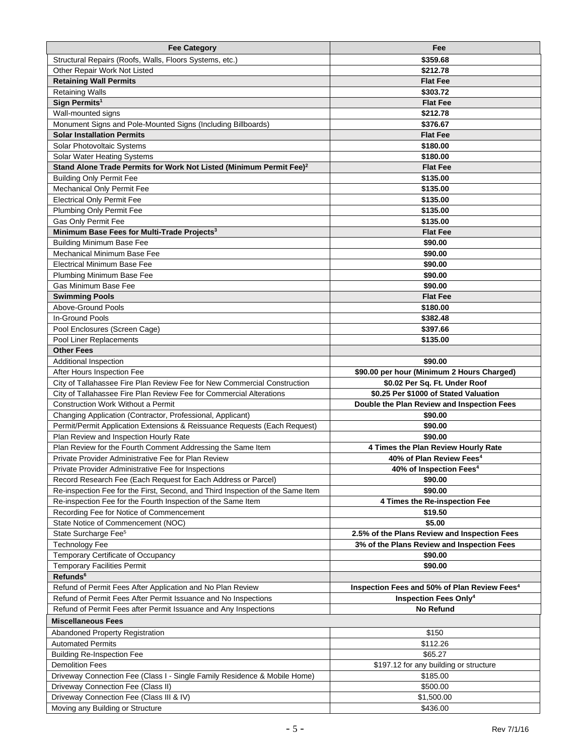| Fee Category | Fee |
|---|---|
| Structural Repairs (Roofs, Walls, Floors Systems, etc.) | **$359.68** |
| Other Repair Work Not Listed | **$212.78** |
| **Retaining Wall Permits** | **Flat Fee** |
| Retaining Walls | **$303.72** |
| **Sign Permits[1]** | **Flat Fee** |
| Wall-mounted signs | **$212.78** |
| Monument Signs and Pole-Mounted Signs (Including Billboards) | **$376.67** |
| **Solar Installation Permits** | **Flat Fee** |
| Solar Photovoltaic Systems | **$180.00** |
| Solar Water Heating Systems | **$180.00** |
| **Stand Alone Trade Permits for Work Not Listed (Minimum Permit Fee)[2]** | **Flat Fee** |
| Building Only Permit Fee | **$135.00** |
| Mechanical Only Permit Fee | **$135.00** |
| Electrical Only Permit Fee | **$135.00** |
| Plumbing Only Permit Fee | **$135.00** |
| Gas Only Permit Fee | **$135.00** |
| **Minimum Base Fees for Multi-Trade Projects[3]** | **Flat Fee** |
| Building Minimum Base Fee | **$90.00** |
| Mechanical Minimum Base Fee | **$90.00** |
| Electrical Minimum Base Fee | **$90.00** |
| Plumbing Minimum Base Fee | **$90.00** |
| Gas Minimum Base Fee | **$90.00** |
| **Swimming Pools** | **Flat Fee** |
| Above-Ground Pools | **$180.00** |
| In-Ground Pools | **$382.48** |
| Pool Enclosures (Screen Cage) | **$397.66** |
| Pool Liner Replacements | **$135.00** |
| **Other Fees** | |
| Additional Inspection | **$90.00** |
| After Hours Inspection Fee | **$90.00 per hour (Minimum 2 Hours Charged)** |
| City of Tallahassee Fire Plan Review Fee for New Commercial Construction | **$0.02 Per Sq. Ft. Under Roof** |
| City of Tallahassee Fire Plan Review Fee for Commercial Alterations | **$0.25 Per $1000 of Stated Valuation** |
| Construction Work Without a Permit | **Double the Plan Review and Inspection Fees** |
| Changing Application (Contractor, Professional, Applicant) | **$90.00** |
| Permit/Permit Application Extensions & Reissuance Requests (Each Request) | **$90.00** |
| Plan Review and Inspection Hourly Rate | **$90.00** |
| Plan Review for the Fourth Comment Addressing the Same Item | **4 Times the Plan Review Hourly Rate** |
| Private Provider Administrative Fee for Plan Review | **40% of Plan Review Fees[4]** |
| Private Provider Administrative Fee for Inspections | **40% of Inspection Fees[4]** |
| Record Research Fee (Each Request for Each Address or Parcel) | **$90.00** |
| Re-inspection Fee for the First, Second, and Third Inspection of the Same Item | **$90.00** |
| Re-inspection Fee for the Fourth Inspection of the Same Item | **4 Times the Re-inspection Fee** |
| Recording Fee for Notice of Commencement | **$19.50** |
| State Notice of Commencement (NOC) | **$5.00** |
| State Surcharge Fee[5] | **2.5% of the Plans Review and Inspection Fees** |
| Technology Fee | **3% of the Plans Review and Inspection Fees** |
| Temporary Certificate of Occupancy | **$90.00** |
| Temporary Facilities Permit | **$90.00** |
| **Refunds[6]** | |
| Refund of Permit Fees After Application and No Plan Review | **Inspection Fees and 50% of Plan Review Fees[4]** |
| Refund of Permit Fees After Permit Issuance and No Inspections | **Inspection Fees Only[4]** |
| Refund of Permit Fees after Permit Issuance and Any Inspections | **No Refund** |
| **Miscellaneous Fees** | |
| Abandoned Property Registration | $150 |
| Automated Permits | $112.26 |
| Building Re-Inspection Fee | $65.27 |
| Demolition Fees | $197.12 for any building or structure |
| Driveway Connection Fee (Class I - Single Family Residence & Mobile Home) | $185.00 |
| Driveway Connection Fee (Class II) | $500.00 |
| Driveway Connection Fee (Class III & IV) | $1,500.00 |
| Moving any Building or Structure | $436.00 |

Rev 7/1/16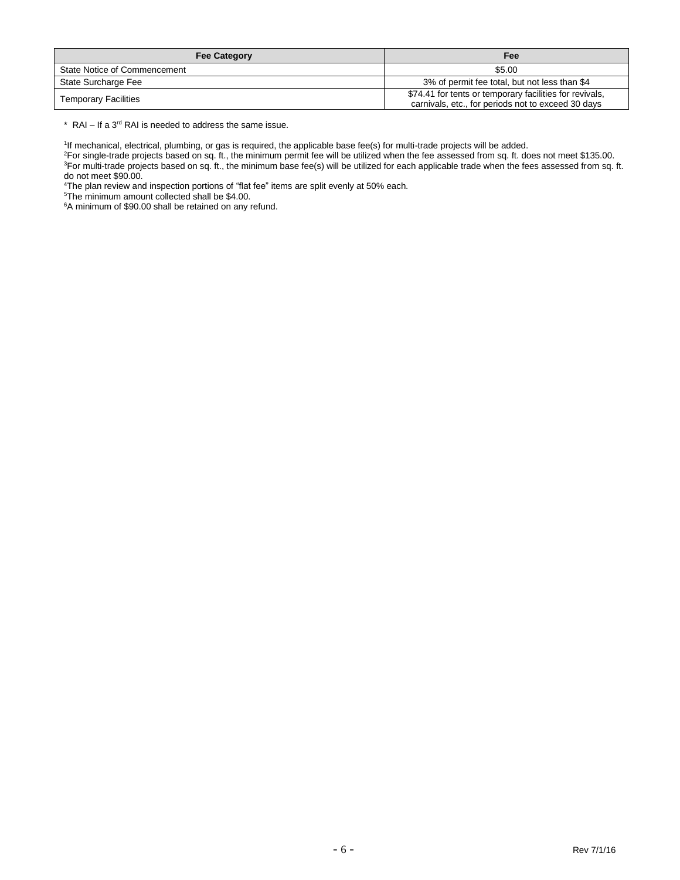| Fee Category | Fee |
| --- | --- |
| State Notice of Commencement | $5.00 |
| State Surcharge Fee | 3% of permit fee total, but not less than $4 |
| Temporary Facilities | $74.41 for tents or temporary facilities for revivals, carnivals, etc., for periods not to exceed 30 days |

\* RAI – If a 3rd RAI is needed to address the same issue.

[1]If mechanical, electrical, plumbing, or gas is required, the applicable base fee(s) for multi-trade projects will be added.
[2]For single-trade projects based on sq. ft., the minimum permit fee will be utilized when the fee assessed from sq. ft. does not meet $135.00.
[3]For multi-trade projects based on sq. ft., the minimum base fee(s) will be utilized for each applicable trade when the fees assessed from sq. ft. do not meet $90.00.
[4]The plan review and inspection portions of "flat fee" items are split evenly at 50% each.
[5]The minimum amount collected shall be $4.00.
[6]A minimum of $90.00 shall be retained on any refund.

Rev 7/1/16